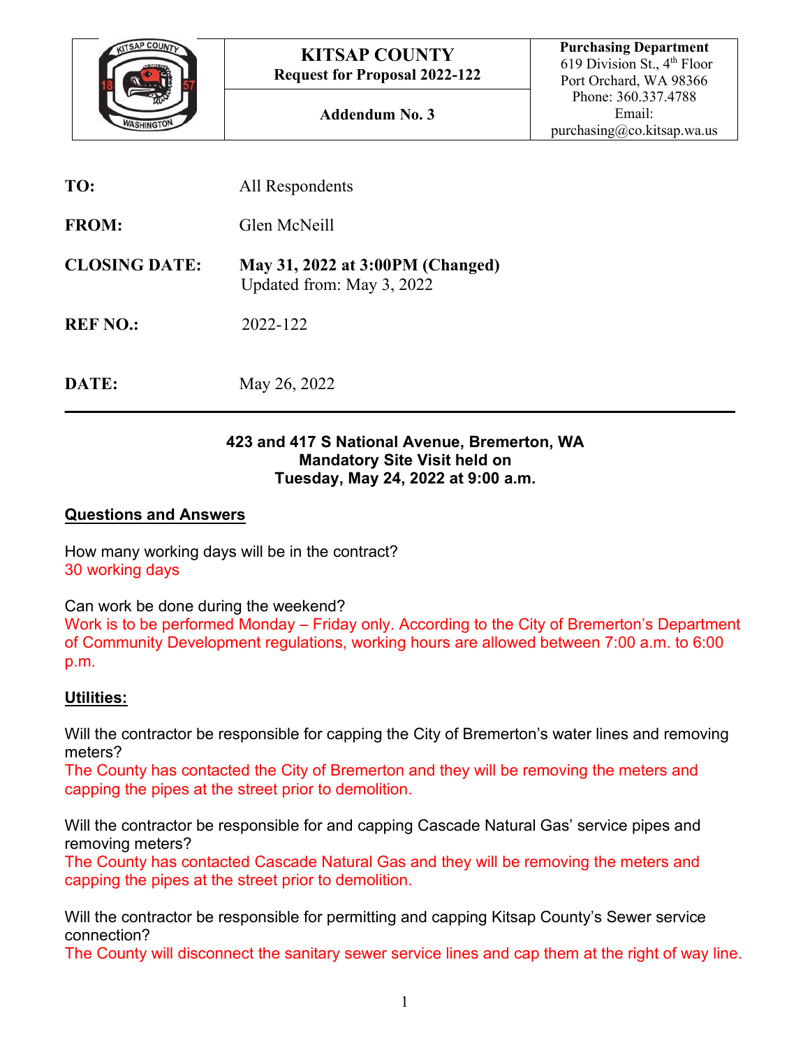| | KITSAP COUNTY<br>Request for Proposal 2022-122 | Purchasing Department<br>619 Division St., 4th Floor<br>Port Orchard, WA 98366<br>Phone: 360.337.4788<br>Email:<br>purchasing@co.kitsap.wa.us |
|---|---|---|
| | Addendum No. 3 | |

**TO:** All Respondents

**FROM:** Glen McNeill

**CLOSING DATE:** **May 31, 2022 at 3:00PM (Changed)**
Updated from: May 3, 2022

**REF NO.:** 2022-122

**DATE:** May 26, 2022

---

**423 and 417 S National Avenue, Bremerton, WA**
**Mandatory Site Visit held on**
**Tuesday, May 24, 2022 at 9:00 a.m.**

## Questions and Answers

How many working days will be in the contract?
30 working days

Can work be done during the weekend?
Work is to be performed Monday – Friday only. According to the City of Bremerton's Department of Community Development regulations, working hours are allowed between 7:00 a.m. to 6:00 p.m.

## Utilities:

Will the contractor be responsible for capping the City of Bremerton's water lines and removing meters?
The County has contacted the City of Bremerton and they will be removing the meters and capping the pipes at the street prior to demolition.

Will the contractor be responsible for and capping Cascade Natural Gas' service pipes and removing meters?
The County has contacted Cascade Natural Gas and they will be removing the meters and capping the pipes at the street prior to demolition.

Will the contractor be responsible for permitting and capping Kitsap County's Sewer service connection?
The County will disconnect the sanitary sewer service lines and cap them at the right of way line.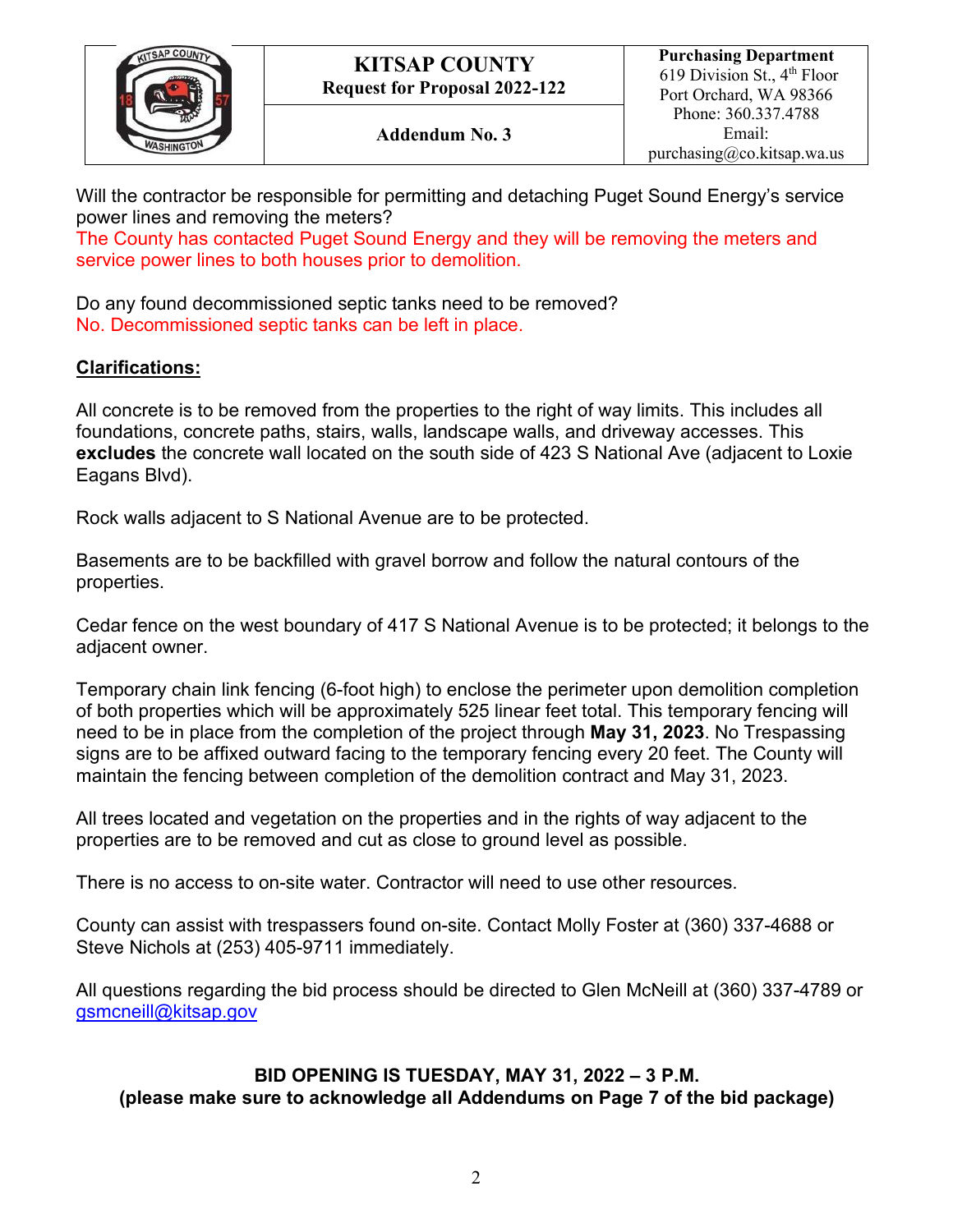| | KITSAP COUNTY<br>Request for Proposal 2022-122 | Purchasing Department<br>619 Division St., 4th Floor<br>Port Orchard, WA 98366<br>Phone: 360.337.4788<br>Email:<br>purchasing@co.kitsap.wa.us |
|---|---|---|
| | Addendum No. 3 | |

Will the contractor be responsible for permitting and detaching Puget Sound Energy's service power lines and removing the meters?
The County has contacted Puget Sound Energy and they will be removing the meters and service power lines to both houses prior to demolition.

Do any found decommissioned septic tanks need to be removed?
No. Decommissioned septic tanks can be left in place.

**Clarifications:**

All concrete is to be removed from the properties to the right of way limits. This includes all foundations, concrete paths, stairs, walls, landscape walls, and driveway accesses. This **excludes** the concrete wall located on the south side of 423 S National Ave (adjacent to Loxie Eagans Blvd).

Rock walls adjacent to S National Avenue are to be protected.

Basements are to be backfilled with gravel borrow and follow the natural contours of the properties.

Cedar fence on the west boundary of 417 S National Avenue is to be protected; it belongs to the adjacent owner.

Temporary chain link fencing (6-foot high) to enclose the perimeter upon demolition completion of both properties which will be approximately 525 linear feet total. This temporary fencing will need to be in place from the completion of the project through **May 31, 2023**. No Trespassing signs are to be affixed outward facing to the temporary fencing every 20 feet. The County will maintain the fencing between completion of the demolition contract and May 31, 2023.

All trees located and vegetation on the properties and in the rights of way adjacent to the properties are to be removed and cut as close to ground level as possible.

There is no access to on-site water. Contractor will need to use other resources.

County can assist with trespassers found on-site. Contact Molly Foster at (360) 337-4688 or Steve Nichols at (253) 405-9711 immediately.

All questions regarding the bid process should be directed to Glen McNeill at (360) 337-4789 or gsmcneill@kitsap.gov

**BID OPENING IS TUESDAY, MAY 31, 2022 – 3 P.M.**
**(please make sure to acknowledge all Addendums on Page 7 of the bid package)**